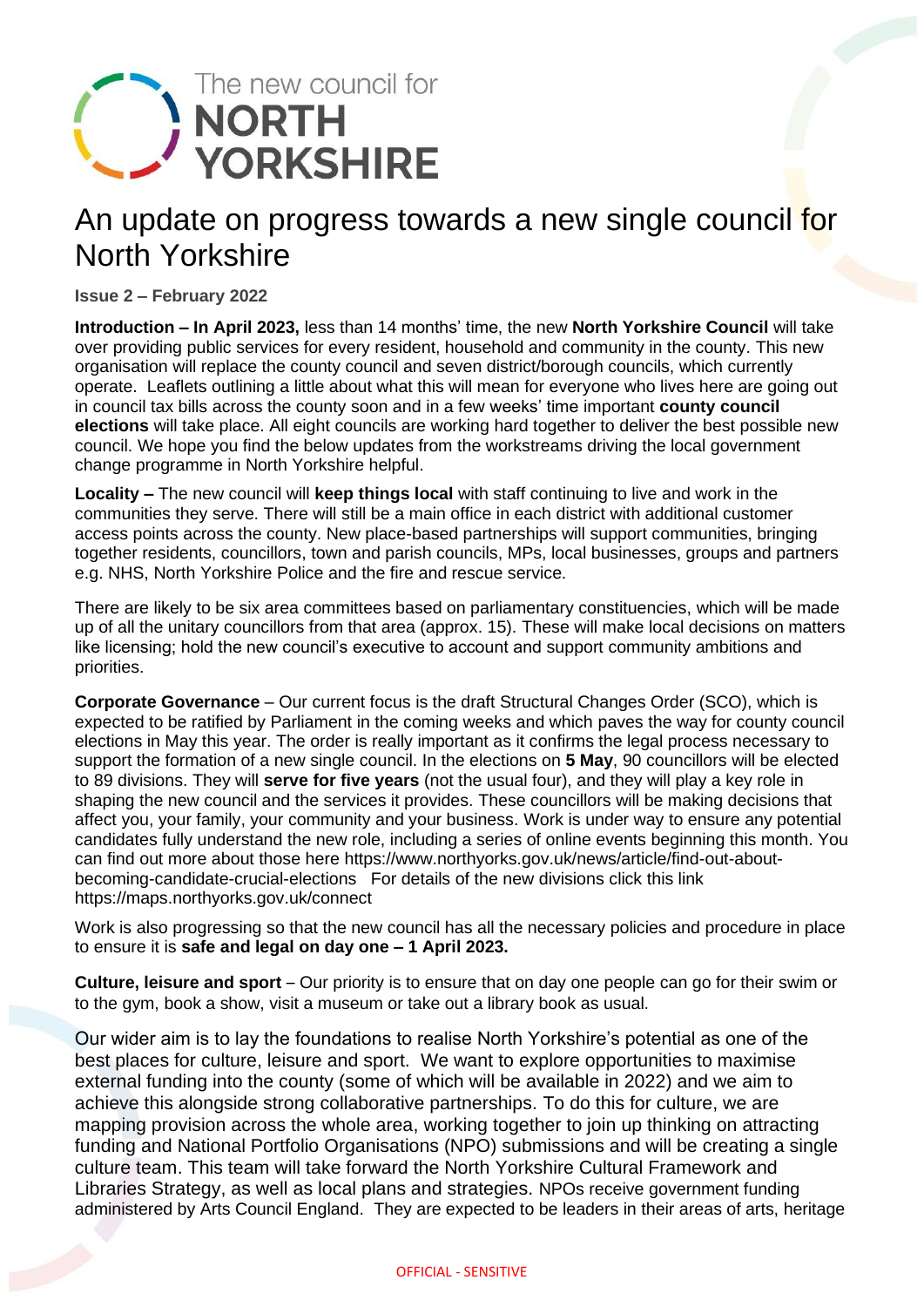The new council for
**NORTH YORKSHIRE**

# An update on progress towards a new single council for North Yorkshire

**Issue 2 – February 2022**

**Introduction – In April 2023,** less than 14 months' time, the new **North Yorkshire Council** will take over providing public services for every resident, household and community in the county. This new organisation will replace the county council and seven district/borough councils, which currently operate. Leaflets outlining a little about what this will mean for everyone who lives here are going out in council tax bills across the county soon and in a few weeks' time important **county council elections** will take place. All eight councils are working hard together to deliver the best possible new council. We hope you find the below updates from the workstreams driving the local government change programme in North Yorkshire helpful.

**Locality –** The new council will **keep things local** with staff continuing to live and work in the communities they serve. There will still be a main office in each district with additional customer access points across the county. New place-based partnerships will support communities, bringing together residents, councillors, town and parish councils, MPs, local businesses, groups and partners e.g. NHS, North Yorkshire Police and the fire and rescue service.

There are likely to be six area committees based on parliamentary constituencies, which will be made up of all the unitary councillors from that area (approx. 15). These will make local decisions on matters like licensing; hold the new council's executive to account and support community ambitions and priorities.

**Corporate Governance** – Our current focus is the draft Structural Changes Order (SCO), which is expected to be ratified by Parliament in the coming weeks and which paves the way for county council elections in May this year. The order is really important as it confirms the legal process necessary to support the formation of a new single council. In the elections on **5 May**, 90 councillors will be elected to 89 divisions. They will **serve for five years** (not the usual four), and they will play a key role in shaping the new council and the services it provides. These councillors will be making decisions that affect you, your family, your community and your business. Work is under way to ensure any potential candidates fully understand the new role, including a series of online events beginning this month. You can find out more about those here https://www.northyorks.gov.uk/news/article/find-out-about-becoming-candidate-crucial-elections For details of the new divisions click this link https://maps.northyorks.gov.uk/connect

Work is also progressing so that the new council has all the necessary policies and procedure in place to ensure it is **safe and legal on day one – 1 April 2023.**

**Culture, leisure and sport** – Our priority is to ensure that on day one people can go for their swim or to the gym, book a show, visit a museum or take out a library book as usual.

Our wider aim is to lay the foundations to realise North Yorkshire's potential as one of the best places for culture, leisure and sport. We want to explore opportunities to maximise external funding into the county (some of which will be available in 2022) and we aim to achieve this alongside strong collaborative partnerships. To do this for culture, we are mapping provision across the whole area, working together to join up thinking on attracting funding and National Portfolio Organisations (NPO) submissions and will be creating a single culture team. This team will take forward the North Yorkshire Cultural Framework and Libraries Strategy, as well as local plans and strategies. NPOs receive government funding administered by Arts Council England. They are expected to be leaders in their areas of arts, heritage

OFFICIAL - SENSITIVE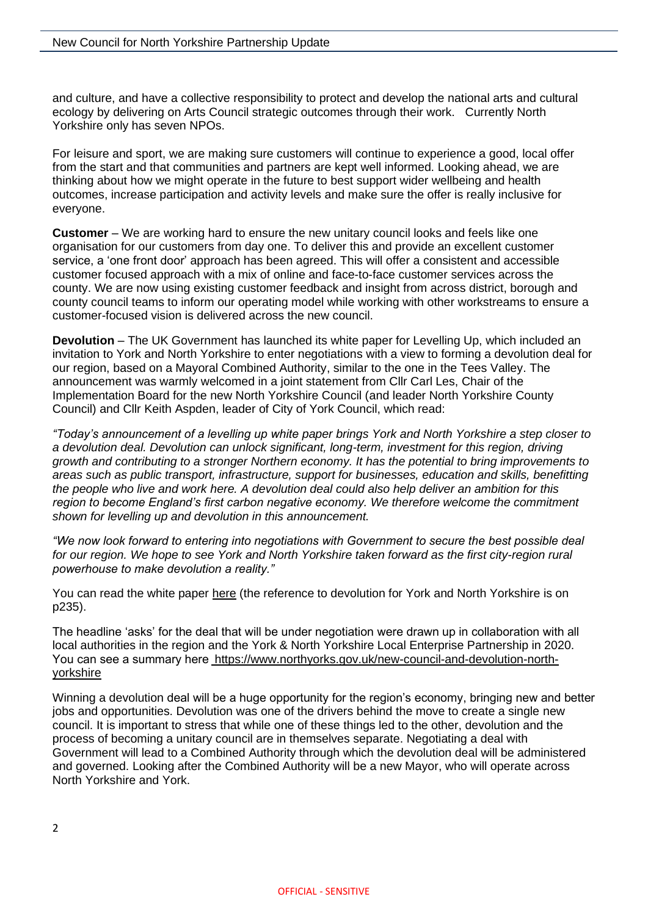and culture, and have a collective responsibility to protect and develop the national arts and cultural ecology by delivering on Arts Council strategic outcomes through their work. Currently North Yorkshire only has seven NPOs.

For leisure and sport, we are making sure customers will continue to experience a good, local offer from the start and that communities and partners are kept well informed. Looking ahead, we are thinking about how we might operate in the future to best support wider wellbeing and health outcomes, increase participation and activity levels and make sure the offer is really inclusive for everyone.

**Customer** – We are working hard to ensure the new unitary council looks and feels like one organisation for our customers from day one. To deliver this and provide an excellent customer service, a 'one front door' approach has been agreed. This will offer a consistent and accessible customer focused approach with a mix of online and face-to-face customer services across the county. We are now using existing customer feedback and insight from across district, borough and county council teams to inform our operating model while working with other workstreams to ensure a customer-focused vision is delivered across the new council.

**Devolution** – The UK Government has launched its white paper for Levelling Up, which included an invitation to York and North Yorkshire to enter negotiations with a view to forming a devolution deal for our region, based on a Mayoral Combined Authority, similar to the one in the Tees Valley. The announcement was warmly welcomed in a joint statement from Cllr Carl Les, Chair of the Implementation Board for the new North Yorkshire Council (and leader North Yorkshire County Council) and Cllr Keith Aspden, leader of City of York Council, which read:

*"Today's announcement of a levelling up white paper brings York and North Yorkshire a step closer to a devolution deal. Devolution can unlock significant, long-term, investment for this region, driving growth and contributing to a stronger Northern economy. It has the potential to bring improvements to areas such as public transport, infrastructure, support for businesses, education and skills, benefitting the people who live and work here. A devolution deal could also help deliver an ambition for this region to become England's first carbon negative economy. We therefore welcome the commitment shown for levelling up and devolution in this announcement.*

*"We now look forward to entering into negotiations with Government to secure the best possible deal for our region. We hope to see York and North Yorkshire taken forward as the first city-region rural powerhouse to make devolution a reality."*

You can read the white paper here (the reference to devolution for York and North Yorkshire is on p235).

The headline 'asks' for the deal that will be under negotiation were drawn up in collaboration with all local authorities in the region and the York & North Yorkshire Local Enterprise Partnership in 2020. You can see a summary here https://www.northyorks.gov.uk/new-council-and-devolution-north-yorkshire

Winning a devolution deal will be a huge opportunity for the region's economy, bringing new and better jobs and opportunities. Devolution was one of the drivers behind the move to create a single new council. It is important to stress that while one of these things led to the other, devolution and the process of becoming a unitary council are in themselves separate. Negotiating a deal with Government will lead to a Combined Authority through which the devolution deal will be administered and governed. Looking after the Combined Authority will be a new Mayor, who will operate across North Yorkshire and York.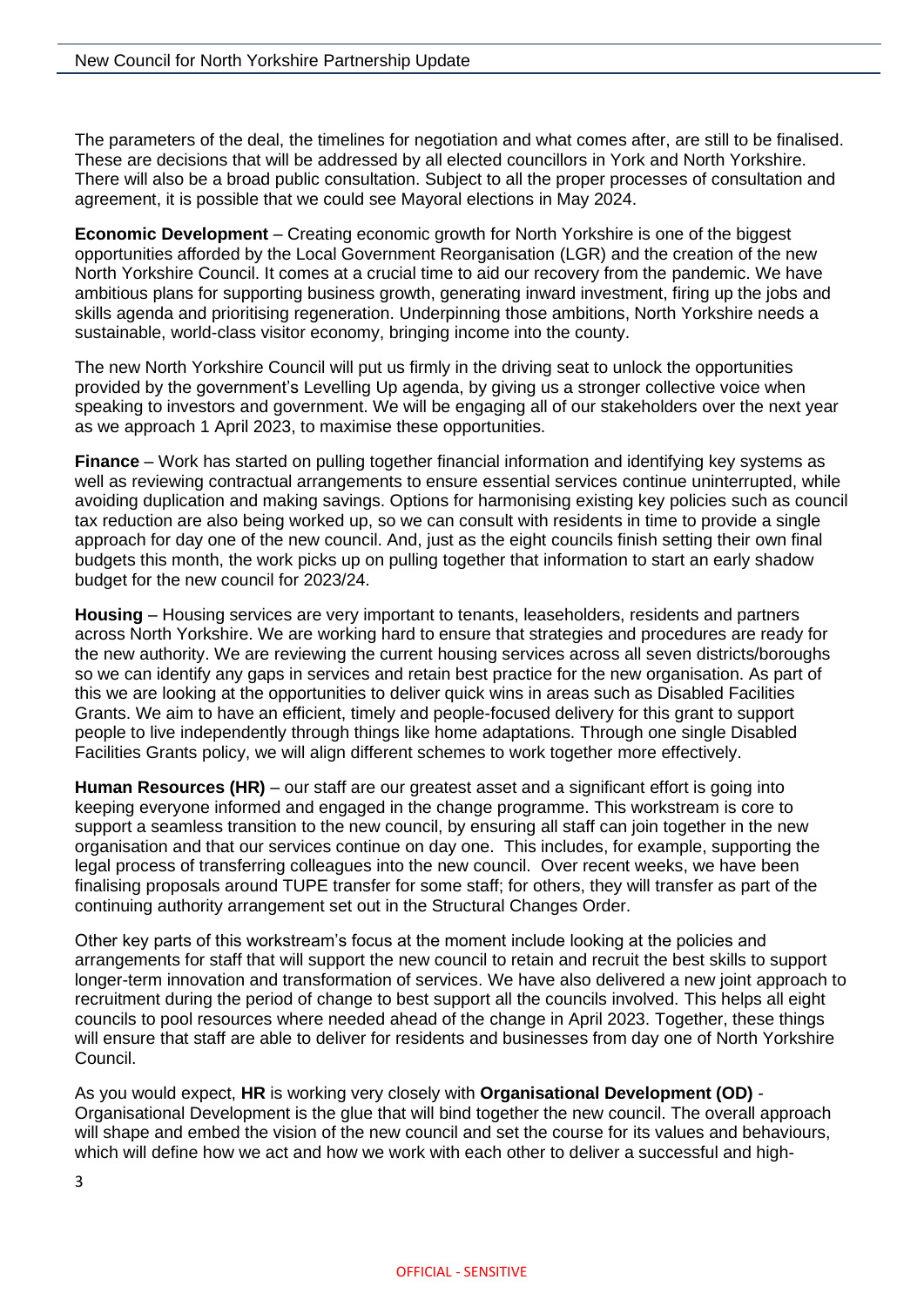The parameters of the deal, the timelines for negotiation and what comes after, are still to be finalised. These are decisions that will be addressed by all elected councillors in York and North Yorkshire. There will also be a broad public consultation. Subject to all the proper processes of consultation and agreement, it is possible that we could see Mayoral elections in May 2024.

**Economic Development** – Creating economic growth for North Yorkshire is one of the biggest opportunities afforded by the Local Government Reorganisation (LGR) and the creation of the new North Yorkshire Council. It comes at a crucial time to aid our recovery from the pandemic. We have ambitious plans for supporting business growth, generating inward investment, firing up the jobs and skills agenda and prioritising regeneration. Underpinning those ambitions, North Yorkshire needs a sustainable, world-class visitor economy, bringing income into the county.

The new North Yorkshire Council will put us firmly in the driving seat to unlock the opportunities provided by the government's Levelling Up agenda, by giving us a stronger collective voice when speaking to investors and government. We will be engaging all of our stakeholders over the next year as we approach 1 April 2023, to maximise these opportunities.

**Finance** – Work has started on pulling together financial information and identifying key systems as well as reviewing contractual arrangements to ensure essential services continue uninterrupted, while avoiding duplication and making savings. Options for harmonising existing key policies such as council tax reduction are also being worked up, so we can consult with residents in time to provide a single approach for day one of the new council. And, just as the eight councils finish setting their own final budgets this month, the work picks up on pulling together that information to start an early shadow budget for the new council for 2023/24.

**Housing** – Housing services are very important to tenants, leaseholders, residents and partners across North Yorkshire. We are working hard to ensure that strategies and procedures are ready for the new authority. We are reviewing the current housing services across all seven districts/boroughs so we can identify any gaps in services and retain best practice for the new organisation. As part of this we are looking at the opportunities to deliver quick wins in areas such as Disabled Facilities Grants. We aim to have an efficient, timely and people-focused delivery for this grant to support people to live independently through things like home adaptations. Through one single Disabled Facilities Grants policy, we will align different schemes to work together more effectively.

**Human Resources (HR)** – our staff are our greatest asset and a significant effort is going into keeping everyone informed and engaged in the change programme. This workstream is core to support a seamless transition to the new council, by ensuring all staff can join together in the new organisation and that our services continue on day one. This includes, for example, supporting the legal process of transferring colleagues into the new council. Over recent weeks, we have been finalising proposals around TUPE transfer for some staff; for others, they will transfer as part of the continuing authority arrangement set out in the Structural Changes Order.

Other key parts of this workstream's focus at the moment include looking at the policies and arrangements for staff that will support the new council to retain and recruit the best skills to support longer-term innovation and transformation of services. We have also delivered a new joint approach to recruitment during the period of change to best support all the councils involved. This helps all eight councils to pool resources where needed ahead of the change in April 2023. Together, these things will ensure that staff are able to deliver for residents and businesses from day one of North Yorkshire Council.

As you would expect, **HR** is working very closely with **Organisational Development (OD)** - Organisational Development is the glue that will bind together the new council. The overall approach will shape and embed the vision of the new council and set the course for its values and behaviours, which will define how we act and how we work with each other to deliver a successful and high-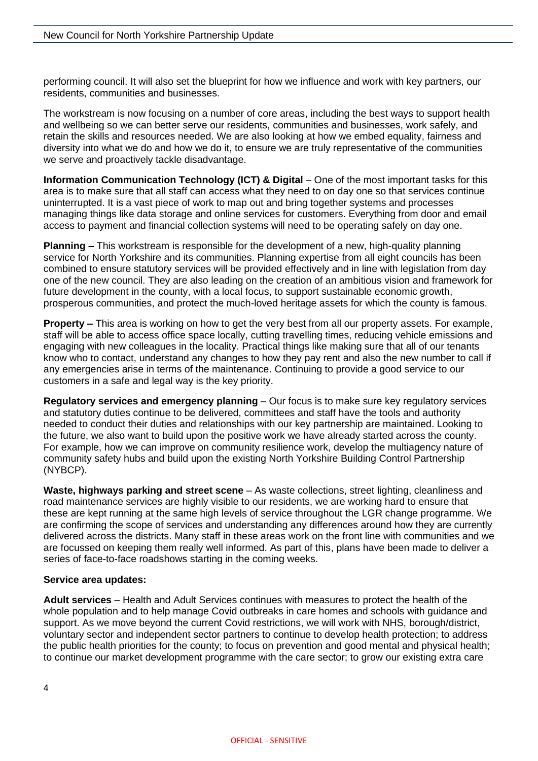performing council. It will also set the blueprint for how we influence and work with key partners, our residents, communities and businesses.

The workstream is now focusing on a number of core areas, including the best ways to support health and wellbeing so we can better serve our residents, communities and businesses, work safely, and retain the skills and resources needed. We are also looking at how we embed equality, fairness and diversity into what we do and how we do it, to ensure we are truly representative of the communities we serve and proactively tackle disadvantage.

**Information Communication Technology (ICT) & Digital** – One of the most important tasks for this area is to make sure that all staff can access what they need to on day one so that services continue uninterrupted. It is a vast piece of work to map out and bring together systems and processes managing things like data storage and online services for customers. Everything from door and email access to payment and financial collection systems will need to be operating safely on day one.

**Planning –** This workstream is responsible for the development of a new, high-quality planning service for North Yorkshire and its communities. Planning expertise from all eight councils has been combined to ensure statutory services will be provided effectively and in line with legislation from day one of the new council. They are also leading on the creation of an ambitious vision and framework for future development in the county, with a local focus, to support sustainable economic growth, prosperous communities, and protect the much-loved heritage assets for which the county is famous.

**Property –** This area is working on how to get the very best from all our property assets. For example, staff will be able to access office space locally, cutting travelling times, reducing vehicle emissions and engaging with new colleagues in the locality. Practical things like making sure that all of our tenants know who to contact, understand any changes to how they pay rent and also the new number to call if any emergencies arise in terms of the maintenance. Continuing to provide a good service to our customers in a safe and legal way is the key priority.

**Regulatory services and emergency planning** – Our focus is to make sure key regulatory services and statutory duties continue to be delivered, committees and staff have the tools and authority needed to conduct their duties and relationships with our key partnership are maintained. Looking to the future, we also want to build upon the positive work we have already started across the county. For example, how we can improve on community resilience work, develop the multiagency nature of community safety hubs and build upon the existing North Yorkshire Building Control Partnership (NYBCP).

**Waste, highways parking and street scene** – As waste collections, street lighting, cleanliness and road maintenance services are highly visible to our residents, we are working hard to ensure that these are kept running at the same high levels of service throughout the LGR change programme. We are confirming the scope of services and understanding any differences around how they are currently delivered across the districts. Many staff in these areas work on the front line with communities and we are focussed on keeping them really well informed. As part of this, plans have been made to deliver a series of face-to-face roadshows starting in the coming weeks.

**Service area updates:**

**Adult services** – Health and Adult Services continues with measures to protect the health of the whole population and to help manage Covid outbreaks in care homes and schools with guidance and support. As we move beyond the current Covid restrictions, we will work with NHS, borough/district, voluntary sector and independent sector partners to continue to develop health protection; to address the public health priorities for the county; to focus on prevention and good mental and physical health; to continue our market development programme with the care sector; to grow our existing extra care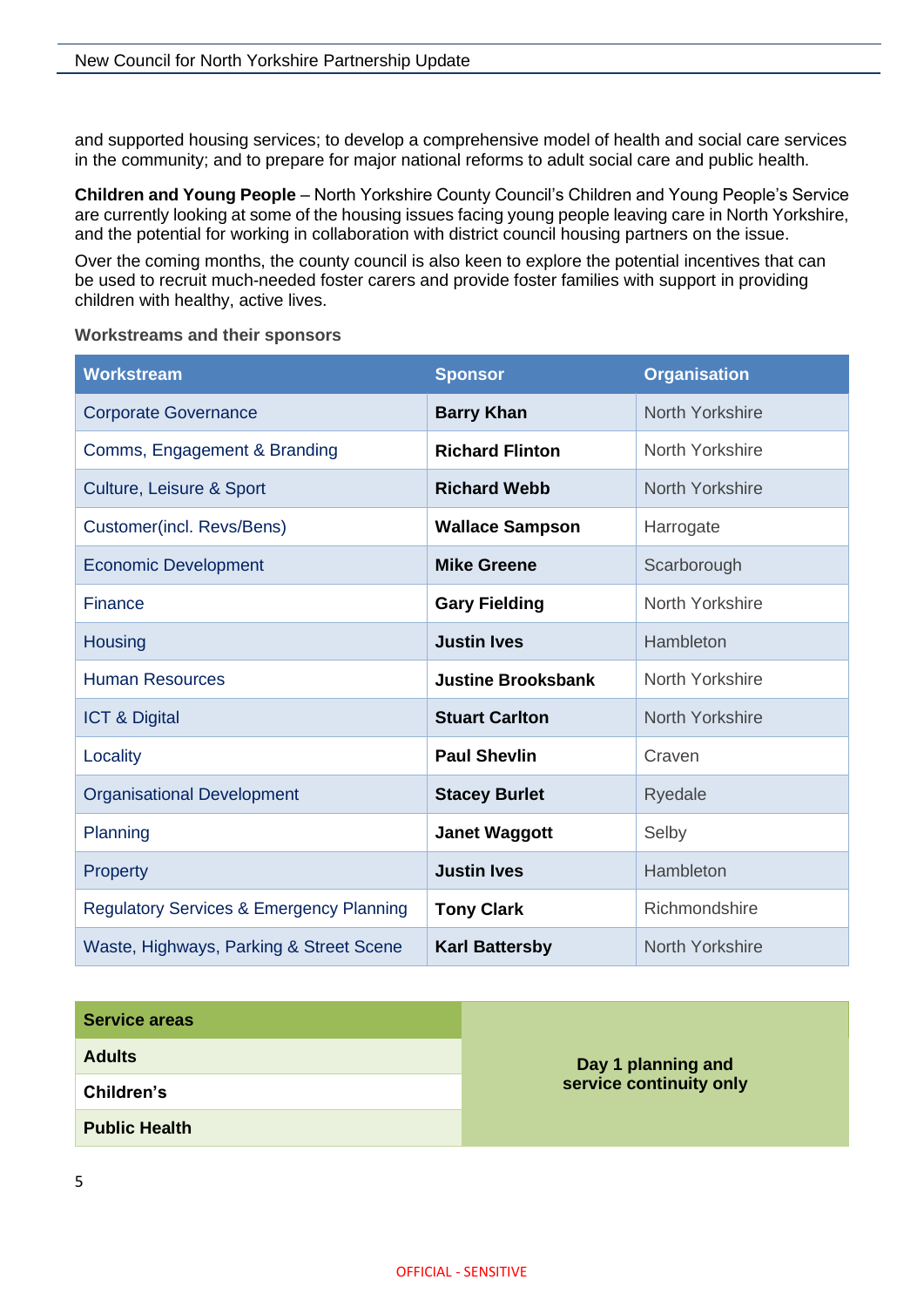and supported housing services; to develop a comprehensive model of health and social care services in the community; and to prepare for major national reforms to adult social care and public health.

**Children and Young People** – North Yorkshire County Council's Children and Young People's Service are currently looking at some of the housing issues facing young people leaving care in North Yorkshire, and the potential for working in collaboration with district council housing partners on the issue.

Over the coming months, the county council is also keen to explore the potential incentives that can be used to recruit much-needed foster carers and provide foster families with support in providing children with healthy, active lives.

**Workstreams and their sponsors**

| Workstream | Sponsor | Organisation |
|---|---|---|
| Corporate Governance | **Barry Khan** | North Yorkshire |
| Comms, Engagement & Branding | **Richard Flinton** | North Yorkshire |
| Culture, Leisure & Sport | **Richard Webb** | North Yorkshire |
| Customer(incl. Revs/Bens) | **Wallace Sampson** | Harrogate |
| Economic Development | **Mike Greene** | Scarborough |
| Finance | **Gary Fielding** | North Yorkshire |
| Housing | **Justin Ives** | Hambleton |
| Human Resources | **Justine Brooksbank** | North Yorkshire |
| ICT & Digital | **Stuart Carlton** | North Yorkshire |
| Locality | **Paul Shevlin** | Craven |
| Organisational Development | **Stacey Burlet** | Ryedale |
| Planning | **Janet Waggott** | Selby |
| Property | **Justin Ives** | Hambleton |
| Regulatory Services & Emergency Planning | **Tony Clark** | Richmondshire |
| Waste, Highways, Parking & Street Scene | **Karl Battersby** | North Yorkshire |

| Service areas | |
|---|---|
| **Adults** | **Day 1 planning and service continuity only** |
| **Children's** | |
| **Public Health** | |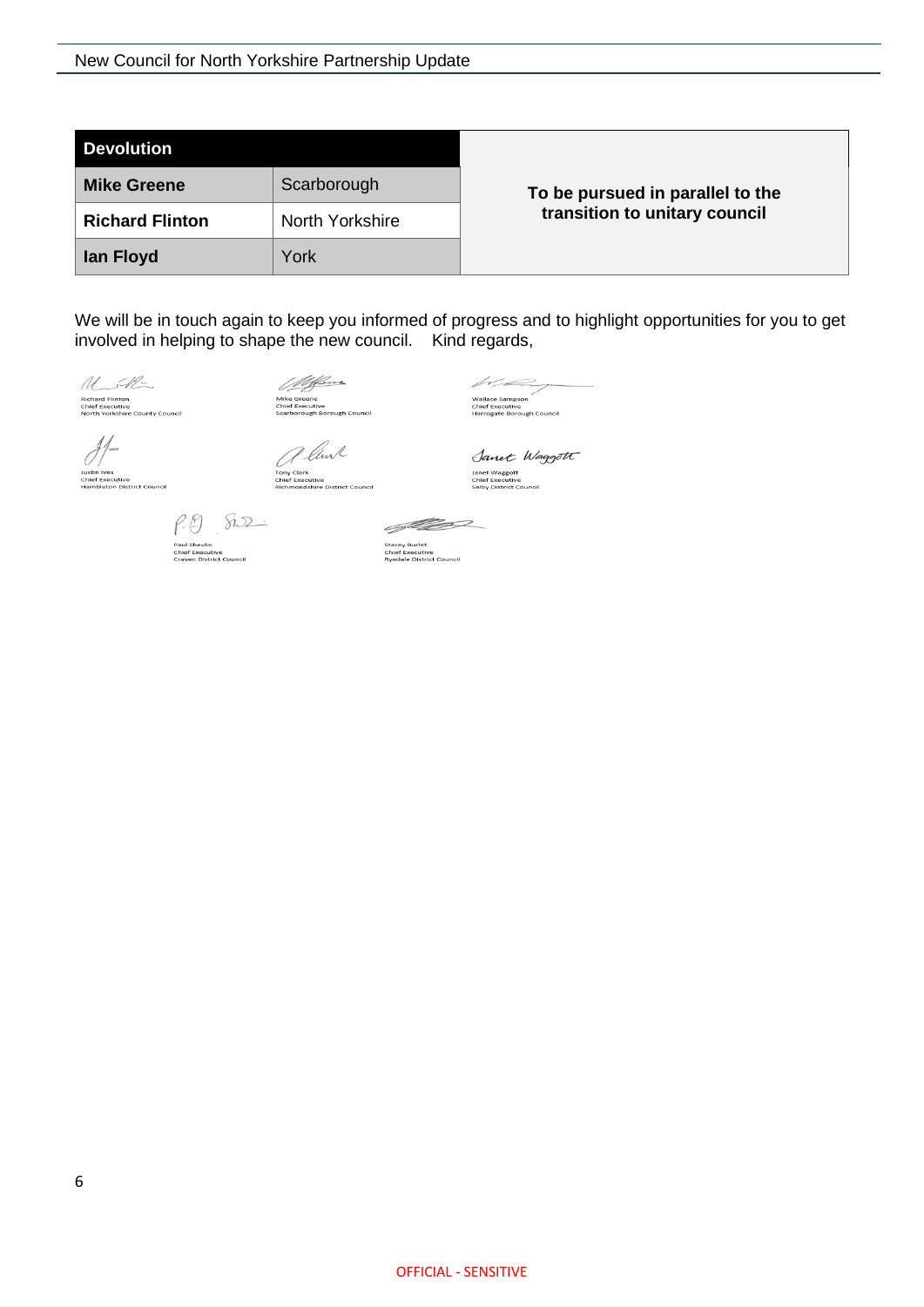| Devolution | | |
|---|---|---|
| **Mike Greene** | Scarborough | **To be pursued in parallel to the transition to unitary council** |
| **Richard Flinton** | North Yorkshire | |
| **Ian Floyd** | York | |

We will be in touch again to keep you informed of progress and to highlight opportunities for you to get involved in helping to shape the new council. Kind regards,

Richard Flinton
Chief Executive
North Yorkshire County Council

Mike Greene
Chief Executive
Scarborough Borough Council

Wallace Sampson
Chief Executive
Harrogate Borough Council

Justin Ives
Chief Executive
Hambleton District Council

Tony Clark
Chief Executive
Richmondshire District Council

Janet Waggott
Chief Executive
Selby District Council

Paul Shevlin
Chief Executive
Craven District Council

Stacey Burlet
Chief Executive
Ryedale District Council

OFFICIAL - SENSITIVE